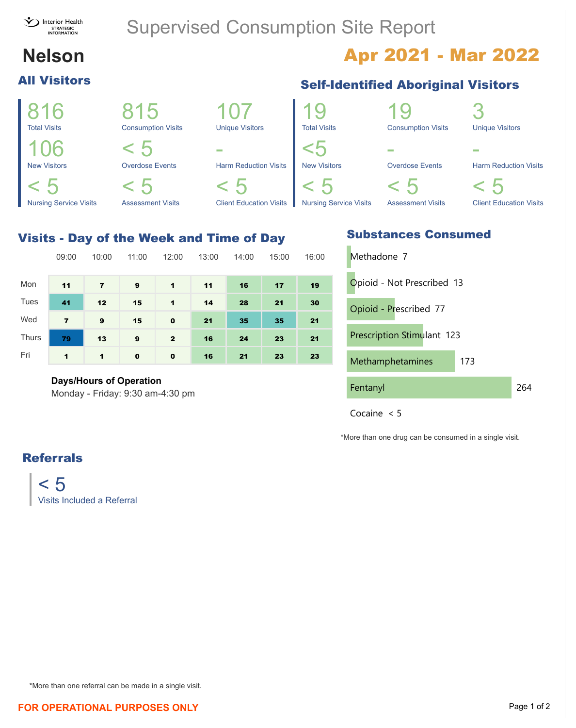Interior Health STRATEGIC INFORMATION

# Supervised Consumption Site Report

## Nelson

## Apr 2021 - Mar 2022

### All Visitors

| 816 | 815 | 107 |
|---|---|---|
| Total Visits | Consumption Visits | Unique Visitors |
| 106 | < 5 | - |
| New Visitors | Overdose Events | Harm Reduction Visits |
| < 5 | < 5 | < 5 |
| Nursing Service Visits | Assessment Visits | Client Education Visits |

### Self-Identified Aboriginal Visitors

| 19 | 19 | 3 |
|---|---|---|
| Total Visits | Consumption Visits | Unique Visitors |
| <5 | - | - |
| New Visitors | Overdose Events | Harm Reduction Visits |
| < 5 | < 5 | < 5 |
| Nursing Service Visits | Assessment Visits | Client Education Visits |

### Visits - Day of the Week and Time of Day

| | 09:00 | 10:00 | 11:00 | 12:00 | 13:00 | 14:00 | 15:00 | 16:00 |
|---|---|---|---|---|---|---|---|---|
| Mon | 11 | 7 | 9 | 1 | 11 | 16 | 17 | 19 |
| Tues | 41 | 12 | 15 | 1 | 14 | 28 | 21 | 30 |
| Wed | 7 | 9 | 15 | 0 | 21 | 35 | 35 | 21 |
| Thurs | 79 | 13 | 9 | 2 | 16 | 24 | 23 | 21 |
| Fri | 1 | 1 | 0 | 0 | 16 | 21 | 23 | 23 |

**Days/Hours of Operation**
Monday - Friday: 9:30 am-4:30 pm

### Substances Consumed

| Substance | Count |
|---|---|
| Methadone | 7 |
| Opioid - Not Prescribed | 13 |
| Opioid - Prescribed | 77 |
| Prescription Stimulant | 123 |
| Methamphetamines | 173 |
| Fentanyl | 264 |
| Cocaine | < 5 |

*More than one drug can be consumed in a single visit.

### Referrals

< 5
Visits Included a Referral

*More than one referral can be made in a single visit.

FOR OPERATIONAL PURPOSES ONLY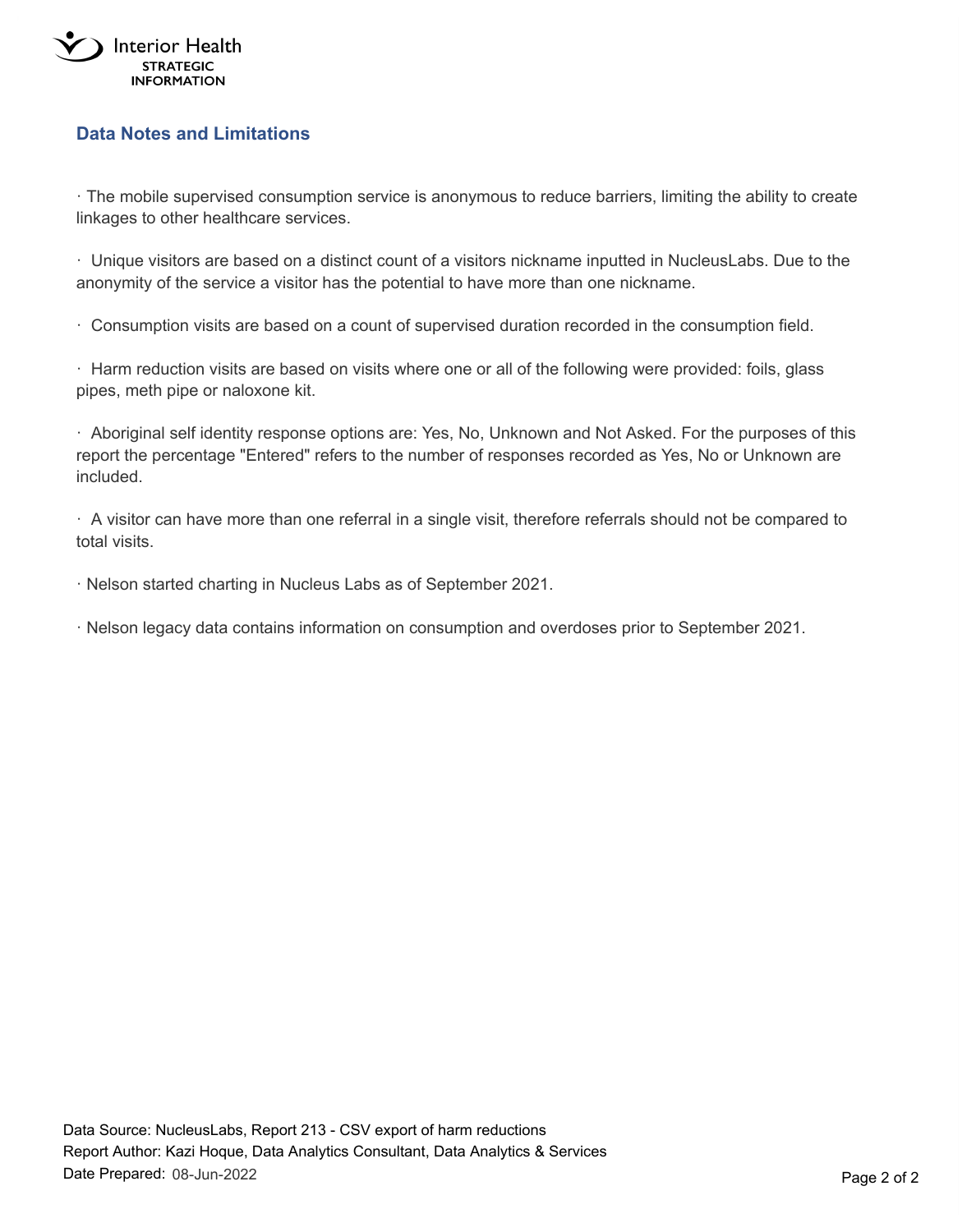## Data Notes and Limitations

· The mobile supervised consumption service is anonymous to reduce barriers, limiting the ability to create linkages to other healthcare services.

· Unique visitors are based on a distinct count of a visitors nickname inputted in NucleusLabs. Due to the anonymity of the service a visitor has the potential to have more than one nickname.

· Consumption visits are based on a count of supervised duration recorded in the consumption field.

· Harm reduction visits are based on visits where one or all of the following were provided: foils, glass pipes, meth pipe or naloxone kit.

· Aboriginal self identity response options are: Yes, No, Unknown and Not Asked. For the purposes of this report the percentage "Entered" refers to the number of responses recorded as Yes, No or Unknown are included.

· A visitor can have more than one referral in a single visit, therefore referrals should not be compared to total visits.

· Nelson started charting in Nucleus Labs as of September 2021.

· Nelson legacy data contains information on consumption and overdoses prior to September 2021.

Data Source: NucleusLabs, Report 213 - CSV export of harm reductions
Report Author: Kazi Hoque, Data Analytics Consultant, Data Analytics & Services
Date Prepared: 08-Jun-2022